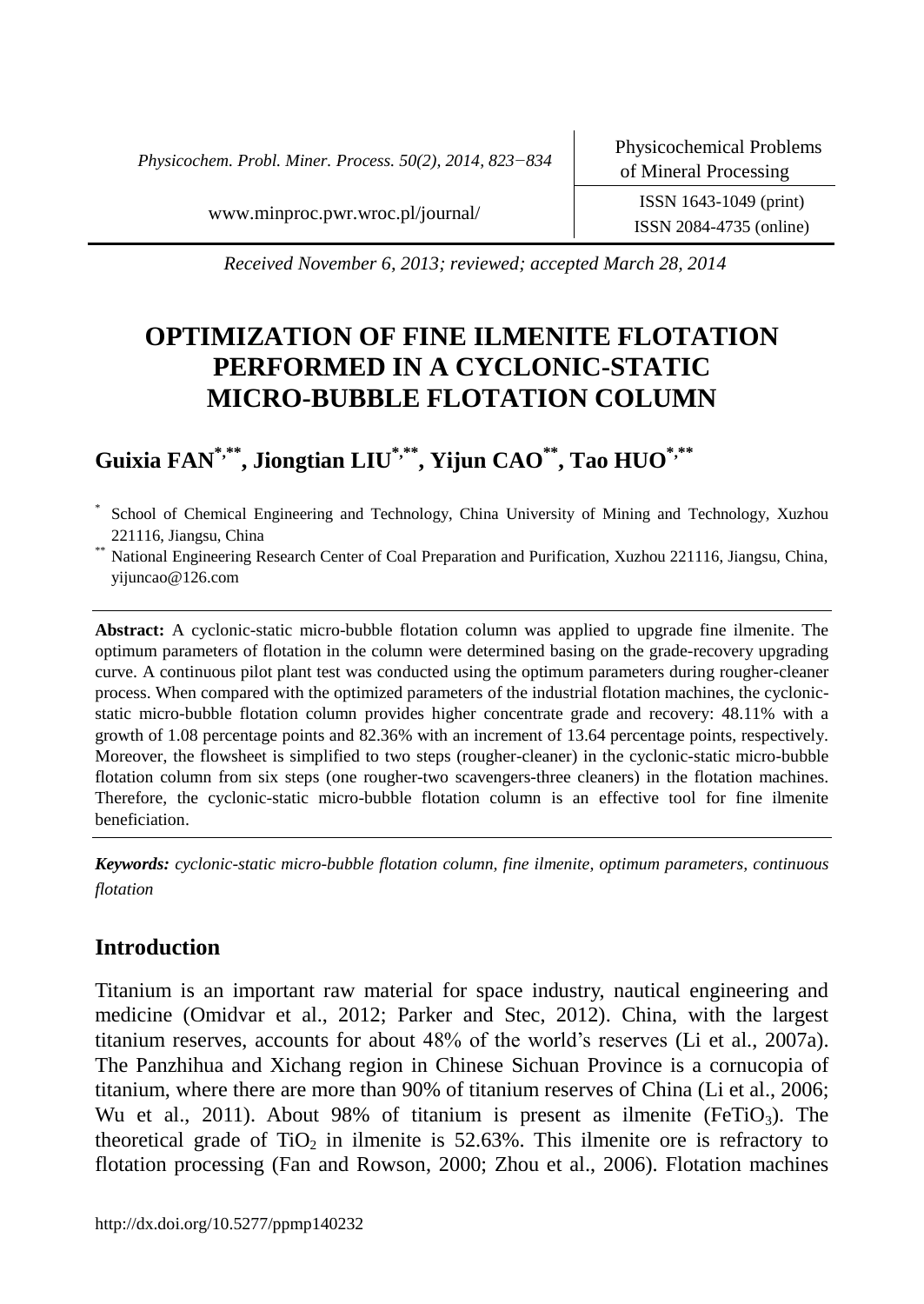Received November 6, 2013; reviewed; accepted March 28, 2014

# OPTIMIZATION OF FINE ILMENITE FLOTATION PERFORMED IN A CYCLONIC-STATIC MICRO-BUBBLE FLOTATION COLUMN

**Guixia FAN[*,**], Jiongtian LIU[*,**], Yijun CAO[**], Tao HUO[*,**]**

[*] School of Chemical Engineering and Technology, China University of Mining and Technology, Xuzhou 221116, Jiangsu, China

[**] National Engineering Research Center of Coal Preparation and Purification, Xuzhou 221116, Jiangsu, China, yijuncao@126.com

**Abstract:** A cyclonic-static micro-bubble flotation column was applied to upgrade fine ilmenite. The optimum parameters of flotation in the column were determined basing on the grade-recovery upgrading curve. A continuous pilot plant test was conducted using the optimum parameters during rougher-cleaner process. When compared with the optimized parameters of the industrial flotation machines, the cyclonic-static micro-bubble flotation column provides higher concentrate grade and recovery: 48.11% with a growth of 1.08 percentage points and 82.36% with an increment of 13.64 percentage points, respectively. Moreover, the flowsheet is simplified to two steps (rougher-cleaner) in the cyclonic-static micro-bubble flotation column from six steps (one rougher-two scavengers-three cleaners) in the flotation machines. Therefore, the cyclonic-static micro-bubble flotation column is an effective tool for fine ilmenite beneficiation.

***Keywords:*** *cyclonic-static micro-bubble flotation column, fine ilmenite, optimum parameters, continuous flotation*

## Introduction

Titanium is an important raw material for space industry, nautical engineering and medicine (Omidvar et al., 2012; Parker and Stec, 2012). China, with the largest titanium reserves, accounts for about 48% of the world's reserves (Li et al., 2007a). The Panzhihua and Xichang region in Chinese Sichuan Province is a cornucopia of titanium, where there are more than 90% of titanium reserves of China (Li et al., 2006; Wu et al., 2011). About 98% of titanium is present as ilmenite ($FeTiO_3$). The theoretical grade of $TiO_2$ in ilmenite is 52.63%. This ilmenite ore is refractory to flotation processing (Fan and Rowson, 2000; Zhou et al., 2006). Flotation machines

http://dx.doi.org/10.5277/ppmp140232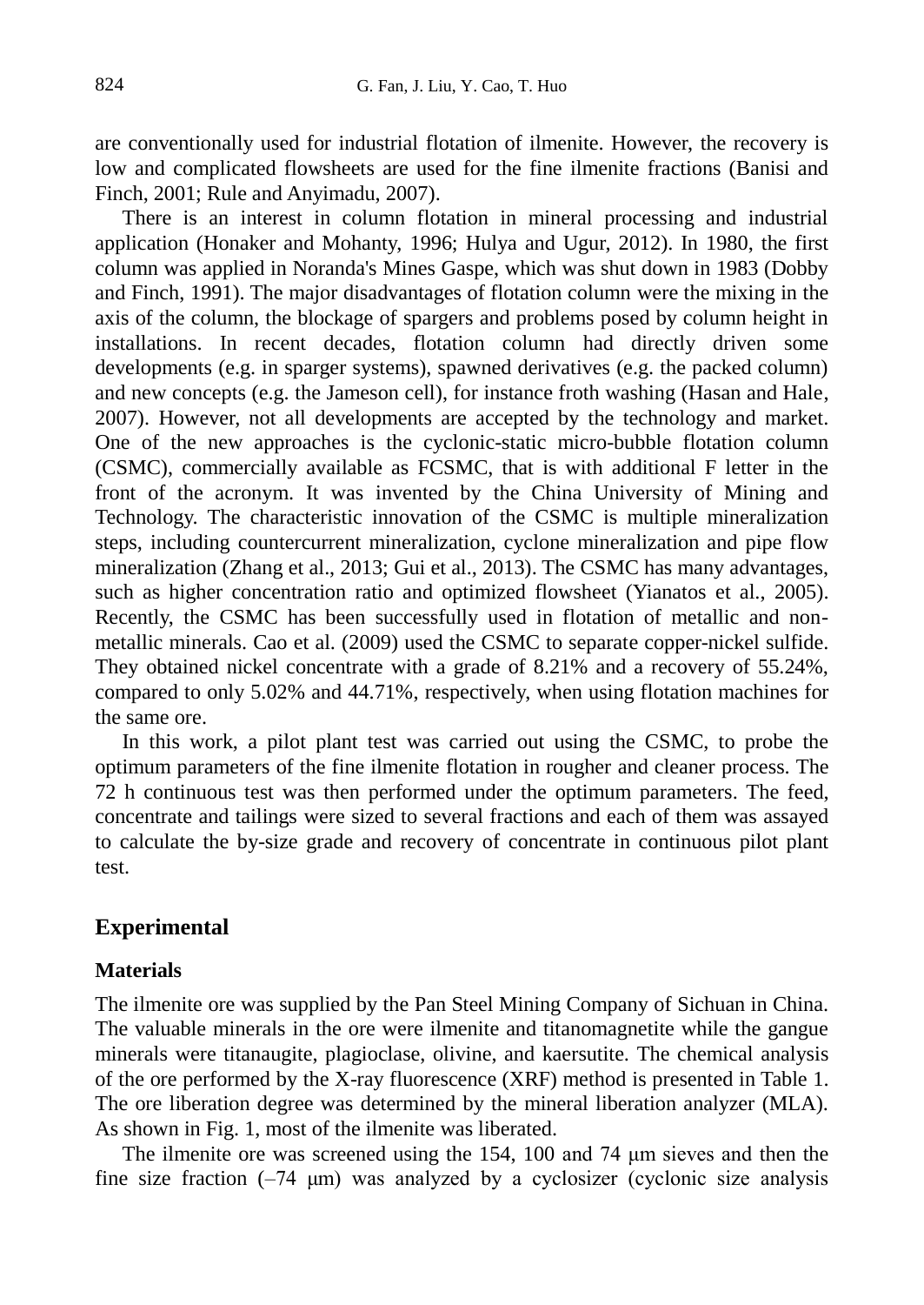are conventionally used for industrial flotation of ilmenite. However, the recovery is low and complicated flowsheets are used for the fine ilmenite fractions (Banisi and Finch, 2001; Rule and Anyimadu, 2007).

There is an interest in column flotation in mineral processing and industrial application (Honaker and Mohanty, 1996; Hulya and Ugur, 2012). In 1980, the first column was applied in Noranda's Mines Gaspe, which was shut down in 1983 (Dobby and Finch, 1991). The major disadvantages of flotation column were the mixing in the axis of the column, the blockage of spargers and problems posed by column height in installations. In recent decades, flotation column had directly driven some developments (e.g. in sparger systems), spawned derivatives (e.g. the packed column) and new concepts (e.g. the Jameson cell), for instance froth washing (Hasan and Hale, 2007). However, not all developments are accepted by the technology and market. One of the new approaches is the cyclonic-static micro-bubble flotation column (CSMC), commercially available as FCSMC, that is with additional F letter in the front of the acronym. It was invented by the China University of Mining and Technology. The characteristic innovation of the CSMC is multiple mineralization steps, including countercurrent mineralization, cyclone mineralization and pipe flow mineralization (Zhang et al., 2013; Gui et al., 2013). The CSMC has many advantages, such as higher concentration ratio and optimized flowsheet (Yianatos et al., 2005). Recently, the CSMC has been successfully used in flotation of metallic and non-metallic minerals. Cao et al. (2009) used the CSMC to separate copper-nickel sulfide. They obtained nickel concentrate with a grade of 8.21% and a recovery of 55.24%, compared to only 5.02% and 44.71%, respectively, when using flotation machines for the same ore.

In this work, a pilot plant test was carried out using the CSMC, to probe the optimum parameters of the fine ilmenite flotation in rougher and cleaner process. The 72 h continuous test was then performed under the optimum parameters. The feed, concentrate and tailings were sized to several fractions and each of them was assayed to calculate the by-size grade and recovery of concentrate in continuous pilot plant test.

## Experimental

### Materials

The ilmenite ore was supplied by the Pan Steel Mining Company of Sichuan in China. The valuable minerals in the ore were ilmenite and titanomagnetite while the gangue minerals were titanaugite, plagioclase, olivine, and kaersutite. The chemical analysis of the ore performed by the X-ray fluorescence (XRF) method is presented in Table 1. The ore liberation degree was determined by the mineral liberation analyzer (MLA). As shown in Fig. 1, most of the ilmenite was liberated.

The ilmenite ore was screened using the 154, 100 and 74 μm sieves and then the fine size fraction (–74 μm) was analyzed by a cyclosizer (cyclonic size analysis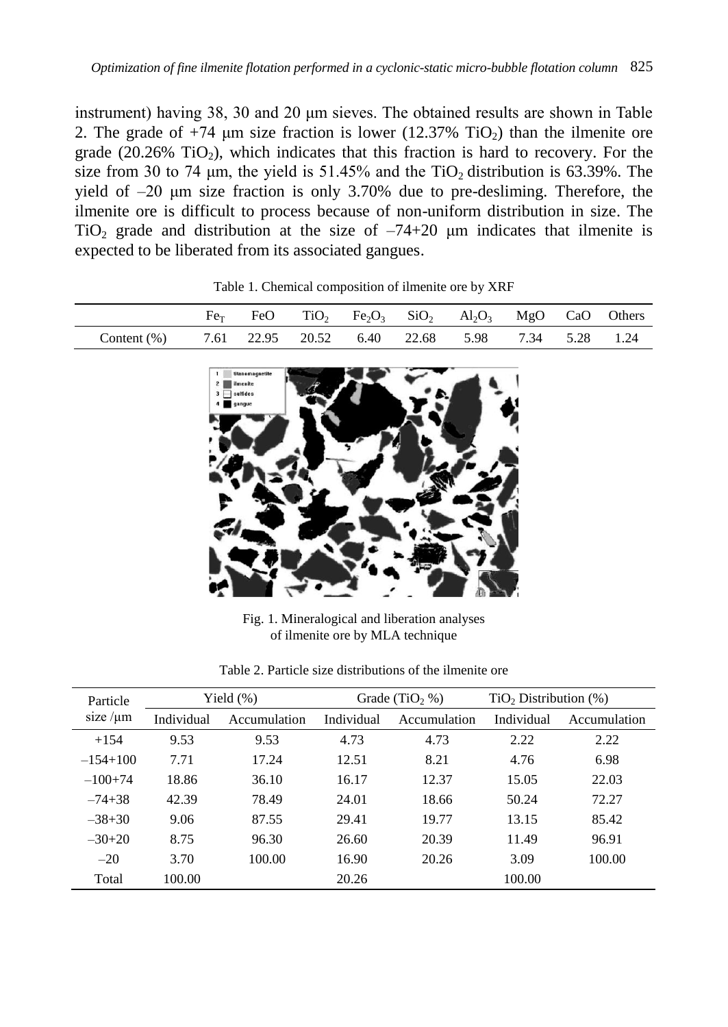instrument) having 38, 30 and 20 μm sieves. The obtained results are shown in Table 2. The grade of +74 μm size fraction is lower (12.37% $TiO_2$) than the ilmenite ore grade (20.26% $TiO_2$), which indicates that this fraction is hard to recovery. For the size from 30 to 74 μm, the yield is 51.45% and the $TiO_2$ distribution is 63.39%. The yield of –20 μm size fraction is only 3.70% due to pre-desliming. Therefore, the ilmenite ore is difficult to process because of non-uniform distribution in size. The $TiO_2$ grade and distribution at the size of –74+20 μm indicates that ilmenite is expected to be liberated from its associated gangues.

Table 1. Chemical composition of ilmenite ore by XRF

| | $Fe_T$ | FeO | $TiO_2$ | $Fe_2O_3$ | $SiO_2$ | $Al_2O_3$ | MgO | CaO | Others |
|---|---|---|---|---|---|---|---|---|---|
| Content (%) | 7.61 | 22.95 | 20.52 | 6.40 | 22.68 | 5.98 | 7.34 | 5.28 | 1.24 |

1 titanomagnetite
2 ilmenite
3 sulfides
4 gangue

Fig. 1. Mineralogical and liberation analyses of ilmenite ore by MLA technique

Table 2. Particle size distributions of the ilmenite ore

| Particle size /μm | Yield (%) | | Grade ($TiO_2$ %) | | $TiO_2$ Distribution (%) | |
|---|---|---|---|---|---|---|
| | Individual | Accumulation | Individual | Accumulation | Individual | Accumulation |
| +154 | 9.53 | 9.53 | 4.73 | 4.73 | 2.22 | 2.22 |
| –154+100 | 7.71 | 17.24 | 12.51 | 8.21 | 4.76 | 6.98 |
| –100+74 | 18.86 | 36.10 | 16.17 | 12.37 | 15.05 | 22.03 |
| –74+38 | 42.39 | 78.49 | 24.01 | 18.66 | 50.24 | 72.27 |
| –38+30 | 9.06 | 87.55 | 29.41 | 19.77 | 13.15 | 85.42 |
| –30+20 | 8.75 | 96.30 | 26.60 | 20.39 | 11.49 | 96.91 |
| –20 | 3.70 | 100.00 | 16.90 | 20.26 | 3.09 | 100.00 |
| Total | 100.00 | | 20.26 | | 100.00 | |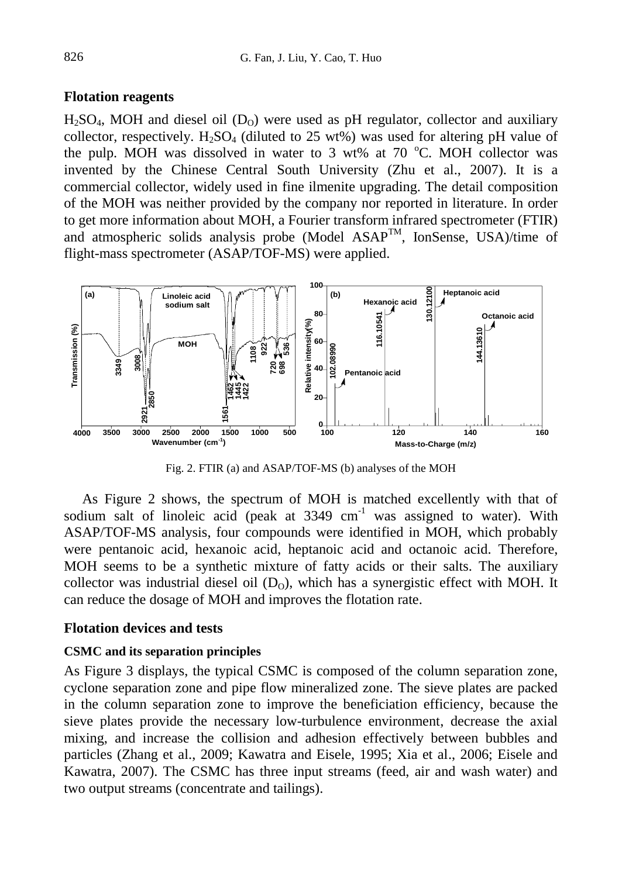## Flotation reagents

$H_2SO_4$, MOH and diesel oil ($D_O$) were used as pH regulator, collector and auxiliary collector, respectively. $H_2SO_4$ (diluted to 25 wt%) was used for altering pH value of the pulp. MOH was dissolved in water to 3 wt% at 70 °C. MOH collector was invented by the Chinese Central South University (Zhu et al., 2007). It is a commercial collector, widely used in fine ilmenite upgrading. The detail composition of the MOH was neither provided by the company nor reported in literature. In order to get more information about MOH, a Fourier transform infrared spectrometer (FTIR) and atmospheric solids analysis probe (Model ASAP™, IonSense, USA)/time of flight-mass spectrometer (ASAP/TOF-MS) were applied.

(a)
Linoleic acid sodium salt
MOH
3349
3008
2921
2850
1561
1462
1445
1422
1108
922
720
698
536
Transmission (%)
Wavenumber ($cm^{-1}$)
4000 3500 3000 2500 2000 1500 1000 500

(b)
Heptanoic acid
Hexanoic acid
Octanoic acid
Pentanoic acid
130.12100
116.10541
144.13610
102.08990
Relative intensity(%)
0 20 40 60 80 100
Mass-to-Charge (m/z)
100 120 140 160

Fig. 2. FTIR (a) and ASAP/TOF-MS (b) analyses of the MOH

As Figure 2 shows, the spectrum of MOH is matched excellently with that of sodium salt of linoleic acid (peak at 3349 $cm^{-1}$ was assigned to water). With ASAP/TOF-MS analysis, four compounds were identified in MOH, which probably were pentanoic acid, hexanoic acid, heptanoic acid and octanoic acid. Therefore, MOH seems to be a synthetic mixture of fatty acids or their salts. The auxiliary collector was industrial diesel oil ($D_O$), which has a synergistic effect with MOH. It can reduce the dosage of MOH and improves the flotation rate.

## Flotation devices and tests

### CSMC and its separation principles

As Figure 3 displays, the typical CSMC is composed of the column separation zone, cyclone separation zone and pipe flow mineralized zone. The sieve plates are packed in the column separation zone to improve the beneficiation efficiency, because the sieve plates provide the necessary low-turbulence environment, decrease the axial mixing, and increase the collision and adhesion effectively between bubbles and particles (Zhang et al., 2009; Kawatra and Eisele, 1995; Xia et al., 2006; Eisele and Kawatra, 2007). The CSMC has three input streams (feed, air and wash water) and two output streams (concentrate and tailings).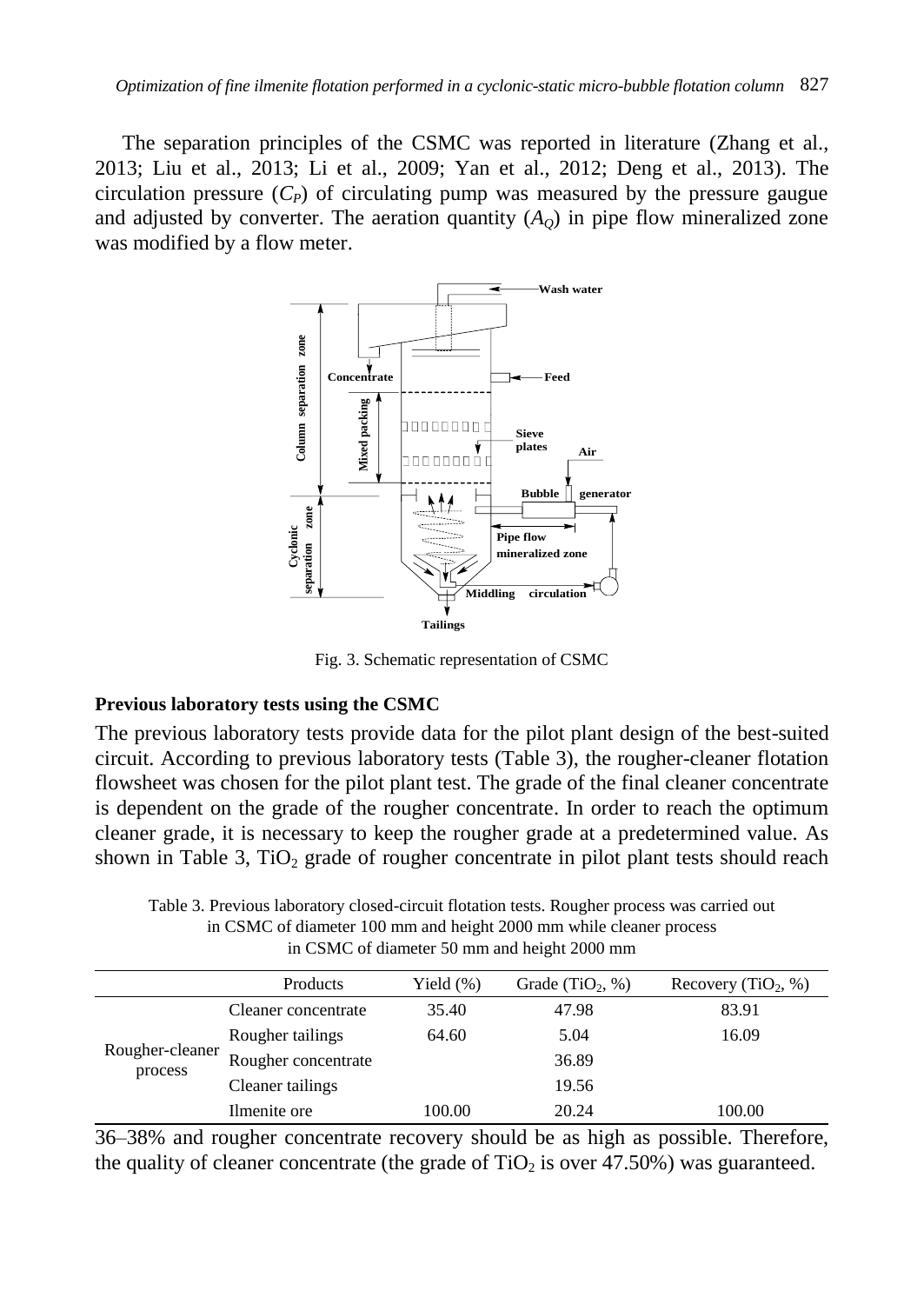The separation principles of the CSMC was reported in literature (Zhang et al., 2013; Liu et al., 2013; Li et al., 2009; Yan et al., 2012; Deng et al., 2013). The circulation pressure ($C_P$) of circulating pump was measured by the pressure gaugue and adjusted by converter. The aeration quantity ($A_Q$) in pipe flow mineralized zone was modified by a flow meter.

Fig. 3. Schematic representation of CSMC

**Previous laboratory tests using the CSMC**

The previous laboratory tests provide data for the pilot plant design of the best-suited circuit. According to previous laboratory tests (Table 3), the rougher-cleaner flotation flowsheet was chosen for the pilot plant test. The grade of the final cleaner concentrate is dependent on the grade of the rougher concentrate. In order to reach the optimum cleaner grade, it is necessary to keep the rougher grade at a predetermined value. As shown in Table 3, $TiO_2$ grade of rougher concentrate in pilot plant tests should reach 36–38% and rougher concentrate recovery should be as high as possible. Therefore, the quality of cleaner concentrate (the grade of $TiO_2$ is over 47.50%) was guaranteed.

Table 3. Previous laboratory closed-circuit flotation tests. Rougher process was carried out in CSMC of diameter 100 mm and height 2000 mm while cleaner process in CSMC of diameter 50 mm and height 2000 mm

| | Products | Yield (%) | Grade ($TiO_2$, %) | Recovery ($TiO_2$, %) |
|---|---|---|---|---|
| Rougher-cleaner process | Cleaner concentrate | 35.40 | 47.98 | 83.91 |
| | Rougher tailings | 64.60 | 5.04 | 16.09 |
| | Rougher concentrate | | 36.89 | |
| | Cleaner tailings | | 19.56 | |
| | Ilmenite ore | 100.00 | 20.24 | 100.00 |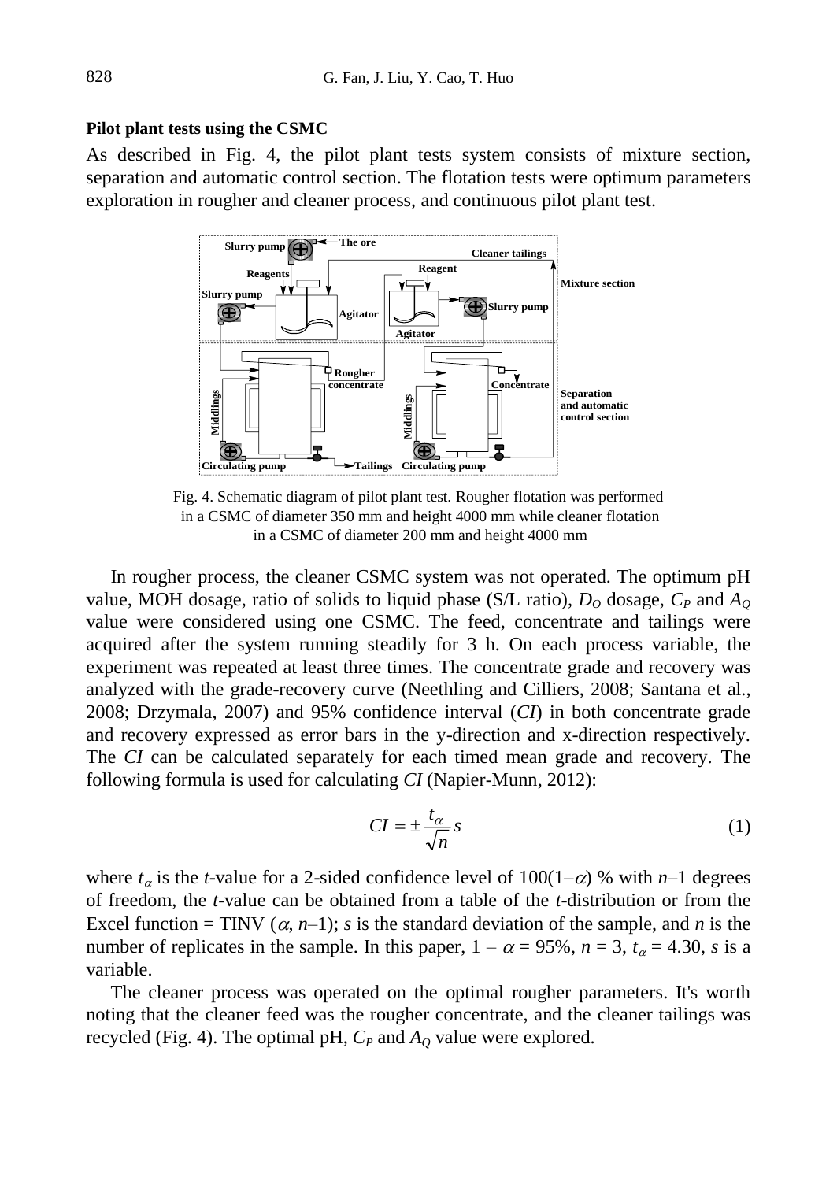**Pilot plant tests using the CSMC**

As described in Fig. 4, the pilot plant tests system consists of mixture section, separation and automatic control section. The flotation tests were optimum parameters exploration in rougher and cleaner process, and continuous pilot plant test.

Slurry pump
The ore
Cleaner tailings
Reagents
Reagent
Mixture section
Slurry pump
Slurry pump
Agitator
Agitator
Rougher concentrate
Concentrate
Separation and automatic control section
Middlings
Middlings
Circulating pump
Tailings
Circulating pump

Fig. 4. Schematic diagram of pilot plant test. Rougher flotation was performed in a CSMC of diameter 350 mm and height 4000 mm while cleaner flotation in a CSMC of diameter 200 mm and height 4000 mm

In rougher process, the cleaner CSMC system was not operated. The optimum pH value, MOH dosage, ratio of solids to liquid phase (S/L ratio), $D_O$ dosage, $C_P$ and $A_Q$ value were considered using one CSMC. The feed, concentrate and tailings were acquired after the system running steadily for 3 h. On each process variable, the experiment was repeated at least three times. The concentrate grade and recovery was analyzed with the grade-recovery curve (Neethling and Cilliers, 2008; Santana et al., 2008; Drzymala, 2007) and 95% confidence interval (*CI*) in both concentrate grade and recovery expressed as error bars in the y-direction and x-direction respectively. The *CI* can be calculated separately for each timed mean grade and recovery. The following formula is used for calculating *CI* (Napier-Munn, 2012):

$$CI = \pm \frac{t_\alpha}{\sqrt{n}} s \tag{1}$$

where $t_\alpha$ is the *t*-value for a 2-sided confidence level of $100(1–\alpha)$ % with $n–1$ degrees of freedom, the *t*-value can be obtained from a table of the *t*-distribution or from the Excel function = TINV ($\alpha$, $n$–1); *s* is the standard deviation of the sample, and *n* is the number of replicates in the sample. In this paper, $1 – \alpha = 95\%$, $n = 3$, $t_\alpha = 4.30$, *s* is a variable.

The cleaner process was operated on the optimal rougher parameters. It's worth noting that the cleaner feed was the rougher concentrate, and the cleaner tailings was recycled (Fig. 4). The optimal pH, $C_P$ and $A_Q$ value were explored.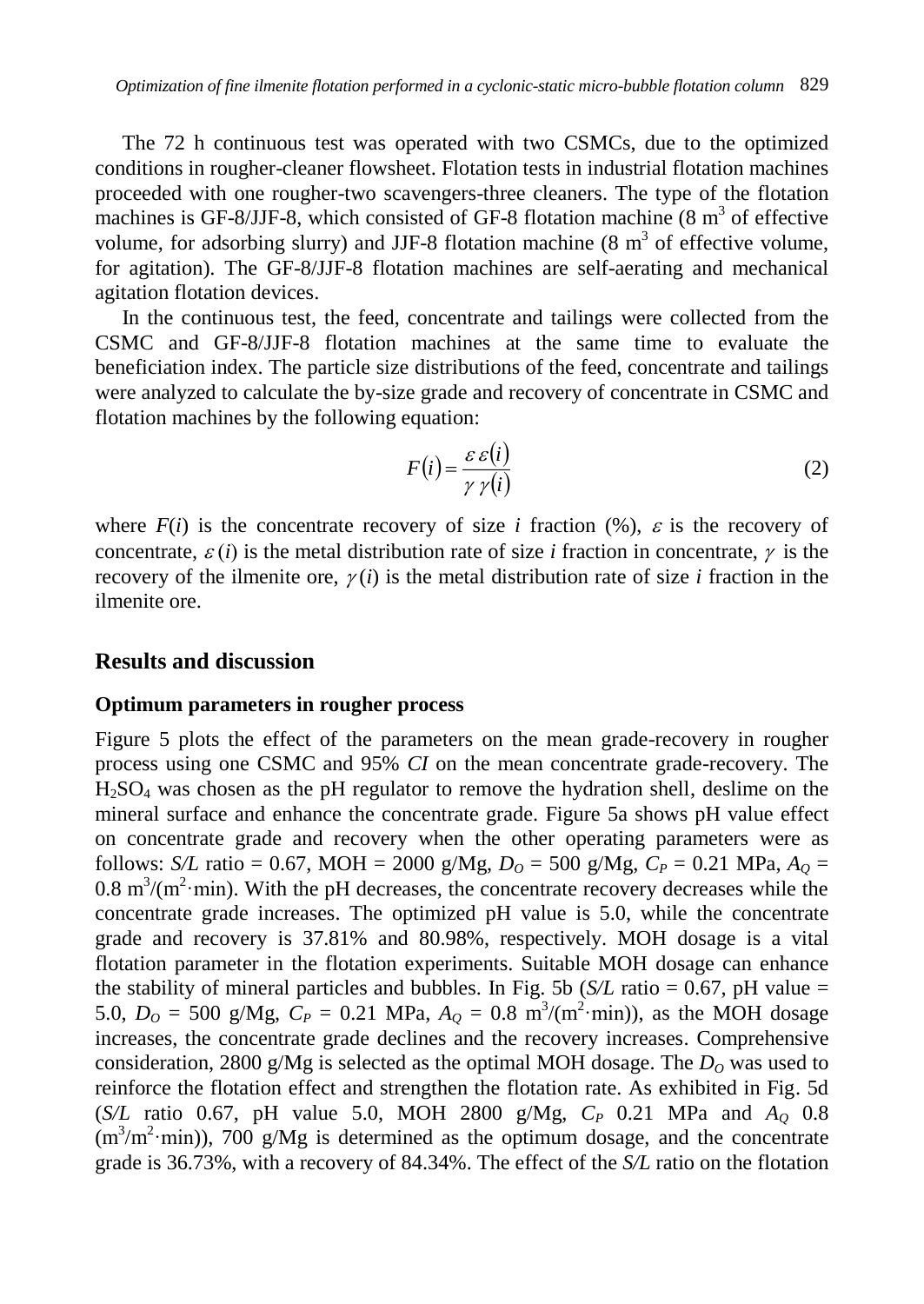The 72 h continuous test was operated with two CSMCs, due to the optimized conditions in rougher-cleaner flowsheet. Flotation tests in industrial flotation machines proceeded with one rougher-two scavengers-three cleaners. The type of the flotation machines is GF-8/JJF-8, which consisted of GF-8 flotation machine (8 $m^3$ of effective volume, for adsorbing slurry) and JJF-8 flotation machine (8 $m^3$ of effective volume, for agitation). The GF-8/JJF-8 flotation machines are self-aerating and mechanical agitation flotation devices.

In the continuous test, the feed, concentrate and tailings were collected from the CSMC and GF-8/JJF-8 flotation machines at the same time to evaluate the beneficiation index. The particle size distributions of the feed, concentrate and tailings were analyzed to calculate the by-size grade and recovery of concentrate in CSMC and flotation machines by the following equation:

$$F(i) = \frac{\varepsilon\,\varepsilon(i)}{\gamma\,\gamma(i)} \tag{2}$$

where $F(i)$ is the concentrate recovery of size $i$ fraction (%), $\varepsilon$ is the recovery of concentrate, $\varepsilon(i)$ is the metal distribution rate of size $i$ fraction in concentrate, $\gamma$ is the recovery of the ilmenite ore, $\gamma(i)$ is the metal distribution rate of size $i$ fraction in the ilmenite ore.

## Results and discussion

### Optimum parameters in rougher process

Figure 5 plots the effect of the parameters on the mean grade-recovery in rougher process using one CSMC and 95% *CI* on the mean concentrate grade-recovery. The $H_2SO_4$ was chosen as the pH regulator to remove the hydration shell, deslime on the mineral surface and enhance the concentrate grade. Figure 5a shows pH value effect on concentrate grade and recovery when the other operating parameters were as follows: *S/L* ratio = 0.67, MOH = 2000 g/Mg, $D_O$ = 500 g/Mg, $C_P$ = 0.21 MPa, $A_Q$ = 0.8 $m^3/(m^2 \cdot min)$. With the pH decreases, the concentrate recovery decreases while the concentrate grade increases. The optimized pH value is 5.0, while the concentrate grade and recovery is 37.81% and 80.98%, respectively. MOH dosage is a vital flotation parameter in the flotation experiments. Suitable MOH dosage can enhance the stability of mineral particles and bubbles. In Fig. 5b (*S/L* ratio = 0.67, pH value = 5.0, $D_O$ = 500 g/Mg, $C_P$ = 0.21 MPa, $A_Q$ = 0.8 $m^3/(m^2 \cdot min)$), as the MOH dosage increases, the concentrate grade declines and the recovery increases. Comprehensive consideration, 2800 g/Mg is selected as the optimal MOH dosage. The $D_O$ was used to reinforce the flotation effect and strengthen the flotation rate. As exhibited in Fig. 5d (*S/L* ratio 0.67, pH value 5.0, MOH 2800 g/Mg, $C_P$ 0.21 MPa and $A_Q$ 0.8 $(m^3/m^2 \cdot min)$), 700 g/Mg is determined as the optimum dosage, and the concentrate grade is 36.73%, with a recovery of 84.34%. The effect of the *S/L* ratio on the flotation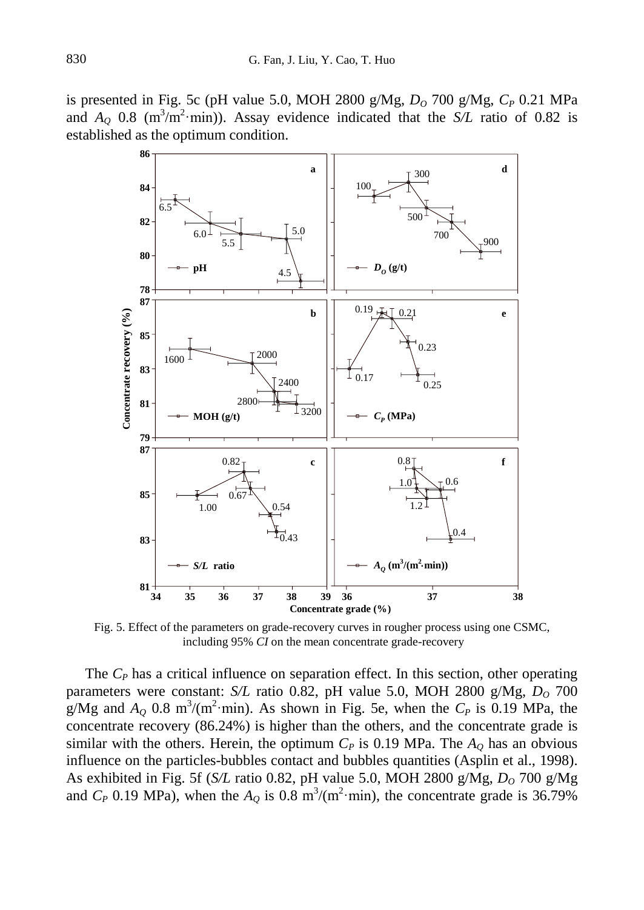is presented in Fig. 5c (pH value 5.0, MOH 2800 g/Mg, $D_O$ 700 g/Mg, $C_P$ 0.21 MPa and $A_Q$ 0.8 ($m^3/m^2 \cdot min$)). Assay evidence indicated that the *S/L* ratio of 0.82 is established as the optimum condition.

a
6.5
6.0
5.5
5.0
4.5
pH

d
100
300
500
700
900
$D_O$ (g/t)

b
1600
2000
2400
2800
3200
MOH (g/t)

e
0.19
0.21
0.23
0.17
0.25
$C_P$ (MPa)

c
0.82
0.67
1.00
0.54
0.43
*S/L* ratio

f
0.8
1.0
0.6
1.2
0.4
$A_Q$ ($m^3/(m^2 \cdot min)$)

Concentrate recovery (%)

Concentrate grade (%)

Fig. 5. Effect of the parameters on grade-recovery curves in rougher process using one CSMC, including 95% *CI* on the mean concentrate grade-recovery

The $C_P$ has a critical influence on separation effect. In this section, other operating parameters were constant: *S/L* ratio 0.82, pH value 5.0, MOH 2800 g/Mg, $D_O$ 700 g/Mg and $A_Q$ 0.8 $m^3/(m^2 \cdot min)$. As shown in Fig. 5e, when the $C_P$ is 0.19 MPa, the concentrate recovery (86.24%) is higher than the others, and the concentrate grade is similar with the others. Herein, the optimum $C_P$ is 0.19 MPa. The $A_Q$ has an obvious influence on the particles-bubbles contact and bubbles quantities (Asplin et al., 1998). As exhibited in Fig. 5f (*S/L* ratio 0.82, pH value 5.0, MOH 2800 g/Mg, $D_O$ 700 g/Mg and $C_P$ 0.19 MPa), when the $A_Q$ is 0.8 $m^3/(m^2 \cdot min)$, the concentrate grade is 36.79%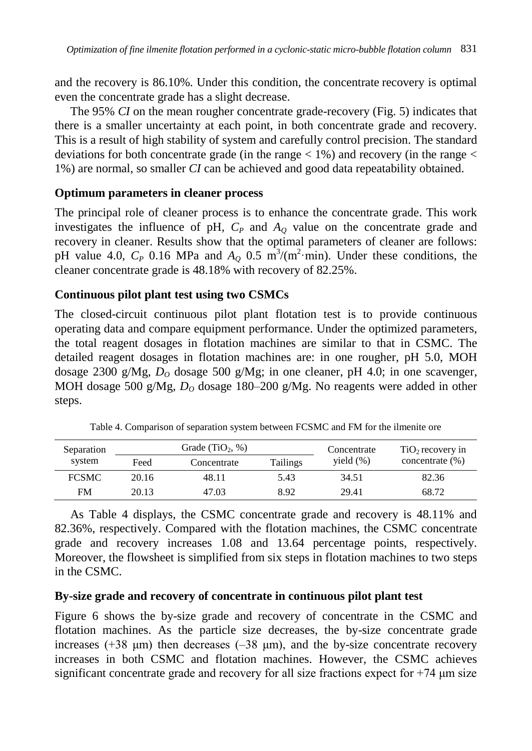and the recovery is 86.10%. Under this condition, the concentrate recovery is optimal even the concentrate grade has a slight decrease.

The 95% *CI* on the mean rougher concentrate grade-recovery (Fig. 5) indicates that there is a smaller uncertainty at each point, in both concentrate grade and recovery. This is a result of high stability of system and carefully control precision. The standard deviations for both concentrate grade (in the range < 1%) and recovery (in the range < 1%) are normal, so smaller *CI* can be achieved and good data repeatability obtained.

### Optimum parameters in cleaner process

The principal role of cleaner process is to enhance the concentrate grade. This work investigates the influence of pH, $C_P$ and $A_Q$ value on the concentrate grade and recovery in cleaner. Results show that the optimal parameters of cleaner are follows: pH value 4.0, $C_P$ 0.16 MPa and $A_Q$ 0.5 $m^3/(m^2 \cdot min)$. Under these conditions, the cleaner concentrate grade is 48.18% with recovery of 82.25%.

### Continuous pilot plant test using two CSMCs

The closed-circuit continuous pilot plant flotation test is to provide continuous operating data and compare equipment performance. Under the optimized parameters, the total reagent dosages in flotation machines are similar to that in CSMC. The detailed reagent dosages in flotation machines are: in one rougher, pH 5.0, MOH dosage 2300 g/Mg, $D_O$ dosage 500 g/Mg; in one cleaner, pH 4.0; in one scavenger, MOH dosage 500 g/Mg, $D_O$ dosage 180–200 g/Mg. No reagents were added in other steps.

Table 4. Comparison of separation system between FCSMC and FM for the ilmenite ore

| Separation system | Grade ($TiO_2$, %) | | | Concentrate yield (%) | $TiO_2$ recovery in concentrate (%) |
|---|---|---|---|---|---|
| | Feed | Concentrate | Tailings | | |
| FCSMC | 20.16 | 48.11 | 5.43 | 34.51 | 82.36 |
| FM | 20.13 | 47.03 | 8.92 | 29.41 | 68.72 |

As Table 4 displays, the CSMC concentrate grade and recovery is 48.11% and 82.36%, respectively. Compared with the flotation machines, the CSMC concentrate grade and recovery increases 1.08 and 13.64 percentage points, respectively. Moreover, the flowsheet is simplified from six steps in flotation machines to two steps in the CSMC.

### By-size grade and recovery of concentrate in continuous pilot plant test

Figure 6 shows the by-size grade and recovery of concentrate in the CSMC and flotation machines. As the particle size decreases, the by-size concentrate grade increases (+38 μm) then decreases (–38 μm), and the by-size concentrate recovery increases in both CSMC and flotation machines. However, the CSMC achieves significant concentrate grade and recovery for all size fractions expect for +74 μm size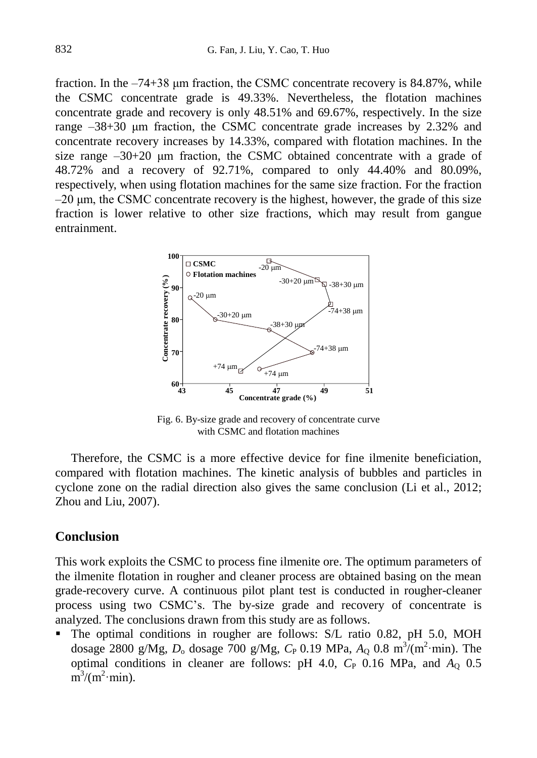fraction. In the –74+38 μm fraction, the CSMC concentrate recovery is 84.87%, while the CSMC concentrate grade is 49.33%. Nevertheless, the flotation machines concentrate grade and recovery is only 48.51% and 69.67%, respectively. In the size range –38+30 μm fraction, the CSMC concentrate grade increases by 2.32% and concentrate recovery increases by 14.33%, compared with flotation machines. In the size range –30+20 μm fraction, the CSMC obtained concentrate with a grade of 48.72% and a recovery of 92.71%, compared to only 44.40% and 80.09%, respectively, when using flotation machines for the same size fraction. For the fraction –20 μm, the CSMC concentrate recovery is the highest, however, the grade of this size fraction is lower relative to other size fractions, which may result from gangue entrainment.

□ CSMC
○ Flotation machines

-20 μm
-30+20 μm
-38+30 μm
-74+38 μm
+74 μm

-20 μm
-30+20 μm
-38+30 μm
-74+38 μm
+74 μm

Concentrate recovery (%)
100
90
80
70
60

Concentrate grade (%)
43
45
47
49
51

Fig. 6. By-size grade and recovery of concentrate curve with CSMC and flotation machines

Therefore, the CSMC is a more effective device for fine ilmenite beneficiation, compared with flotation machines. The kinetic analysis of bubbles and particles in cyclone zone on the radial direction also gives the same conclusion (Li et al., 2012; Zhou and Liu, 2007).

## Conclusion

This work exploits the CSMC to process fine ilmenite ore. The optimum parameters of the ilmenite flotation in rougher and cleaner process are obtained basing on the mean grade-recovery curve. A continuous pilot plant test is conducted in rougher-cleaner process using two CSMC's. The by-size grade and recovery of concentrate is analyzed. The conclusions drawn from this study are as follows.

- The optimal conditions in rougher are follows: S/L ratio 0.82, pH 5.0, MOH dosage 2800 g/Mg, $D_o$ dosage 700 g/Mg, $C_P$ 0.19 MPa, $A_Q$ 0.8 $m^3/(m^2{\cdot}min)$. The optimal conditions in cleaner are follows: pH 4.0, $C_P$ 0.16 MPa, and $A_Q$ 0.5 $m^3/(m^2{\cdot}min)$.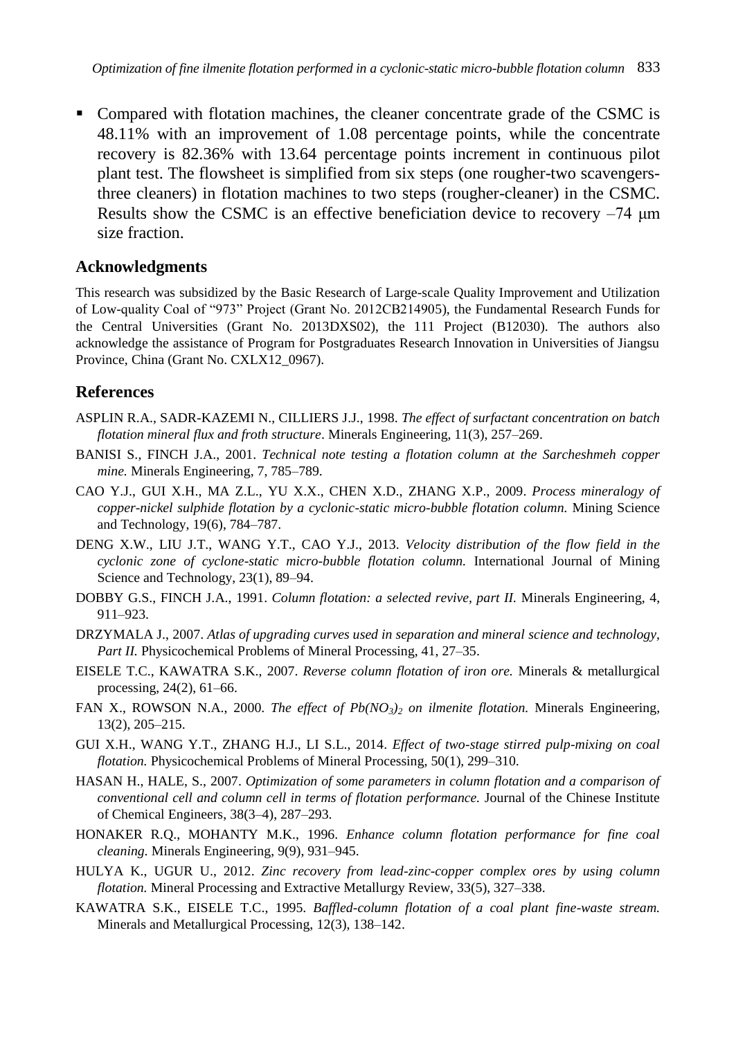- Compared with flotation machines, the cleaner concentrate grade of the CSMC is 48.11% with an improvement of 1.08 percentage points, while the concentrate recovery is 82.36% with 13.64 percentage points increment in continuous pilot plant test. The flowsheet is simplified from six steps (one rougher-two scavengers-three cleaners) in flotation machines to two steps (rougher-cleaner) in the CSMC. Results show the CSMC is an effective beneficiation device to recovery –74 μm size fraction.

## Acknowledgments

This research was subsidized by the Basic Research of Large-scale Quality Improvement and Utilization of Low-quality Coal of "973" Project (Grant No. 2012CB214905), the Fundamental Research Funds for the Central Universities (Grant No. 2013DXS02), the 111 Project (B12030). The authors also acknowledge the assistance of Program for Postgraduates Research Innovation in Universities of Jiangsu Province, China (Grant No. CXLX12_0967).

## References

ASPLIN R.A., SADR-KAZEMI N., CILLIERS J.J., 1998. *The effect of surfactant concentration on batch flotation mineral flux and froth structure*. Minerals Engineering, 11(3), 257–269.

BANISI S., FINCH J.A., 2001. *Technical note testing a flotation column at the Sarcheshmeh copper mine.* Minerals Engineering, 7, 785–789.

CAO Y.J., GUI X.H., MA Z.L., YU X.X., CHEN X.D., ZHANG X.P., 2009. *Process mineralogy of copper-nickel sulphide flotation by a cyclonic-static micro-bubble flotation column.* Mining Science and Technology, 19(6), 784–787.

DENG X.W., LIU J.T., WANG Y.T., CAO Y.J., 2013. *Velocity distribution of the flow field in the cyclonic zone of cyclone-static micro-bubble flotation column.* International Journal of Mining Science and Technology, 23(1), 89–94.

DOBBY G.S., FINCH J.A., 1991. *Column flotation: a selected revive, part II.* Minerals Engineering, 4, 911–923.

DRZYMALA J., 2007. *Atlas of upgrading curves used in separation and mineral science and technology, Part II.* Physicochemical Problems of Mineral Processing, 41, 27–35.

EISELE T.C., KAWATRA S.K., 2007. *Reverse column flotation of iron ore.* Minerals & metallurgical processing, 24(2), 61–66.

FAN X., ROWSON N.A., 2000. *The effect of $Pb(NO_3)_2$ on ilmenite flotation.* Minerals Engineering, 13(2), 205–215.

GUI X.H., WANG Y.T., ZHANG H.J., LI S.L., 2014. *Effect of two-stage stirred pulp-mixing on coal flotation.* Physicochemical Problems of Mineral Processing, 50(1), 299–310.

HASAN H., HALE, S., 2007. *Optimization of some parameters in column flotation and a comparison of conventional cell and column cell in terms of flotation performance.* Journal of the Chinese Institute of Chemical Engineers, 38(3–4), 287–293.

HONAKER R.Q., MOHANTY M.K., 1996. *Enhance column flotation performance for fine coal cleaning.* Minerals Engineering, 9(9), 931–945.

HULYA K., UGUR U., 2012. *Zinc recovery from lead-zinc-copper complex ores by using column flotation.* Mineral Processing and Extractive Metallurgy Review, 33(5), 327–338.

KAWATRA S.K., EISELE T.C., 1995. *Baffled-column flotation of a coal plant fine-waste stream.* Minerals and Metallurgical Processing, 12(3), 138–142.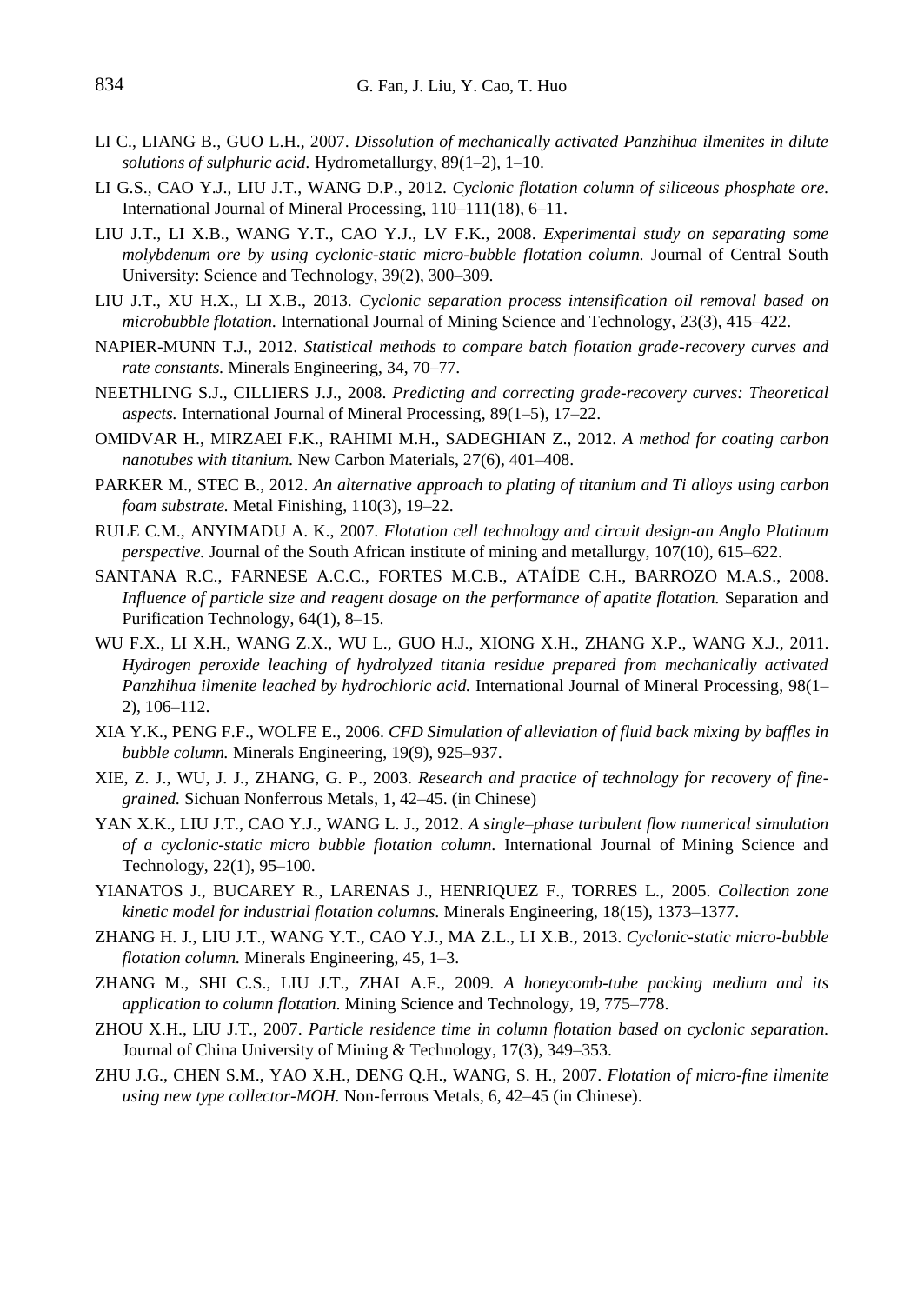LI C., LIANG B., GUO L.H., 2007. *Dissolution of mechanically activated Panzhihua ilmenites in dilute solutions of sulphuric acid.* Hydrometallurgy, 89(1–2), 1–10.

LI G.S., CAO Y.J., LIU J.T., WANG D.P., 2012. *Cyclonic flotation column of siliceous phosphate ore.* International Journal of Mineral Processing, 110–111(18), 6–11.

LIU J.T., LI X.B., WANG Y.T., CAO Y.J., LV F.K., 2008. *Experimental study on separating some molybdenum ore by using cyclonic-static micro-bubble flotation column.* Journal of Central South University: Science and Technology, 39(2), 300–309.

LIU J.T., XU H.X., LI X.B., 2013. *Cyclonic separation process intensification oil removal based on microbubble flotation.* International Journal of Mining Science and Technology, 23(3), 415–422.

NAPIER-MUNN T.J., 2012. *Statistical methods to compare batch flotation grade-recovery curves and rate constants.* Minerals Engineering, 34, 70–77.

NEETHLING S.J., CILLIERS J.J., 2008. *Predicting and correcting grade-recovery curves: Theoretical aspects.* International Journal of Mineral Processing, 89(1–5), 17–22.

OMIDVAR H., MIRZAEI F.K., RAHIMI M.H., SADEGHIAN Z., 2012. *A method for coating carbon nanotubes with titanium.* New Carbon Materials, 27(6), 401–408.

PARKER M., STEC B., 2012. *An alternative approach to plating of titanium and Ti alloys using carbon foam substrate.* Metal Finishing, 110(3), 19–22.

RULE C.M., ANYIMADU A. K., 2007. *Flotation cell technology and circuit design-an Anglo Platinum perspective.* Journal of the South African institute of mining and metallurgy, 107(10), 615–622.

SANTANA R.C., FARNESE A.C.C., FORTES M.C.B., ATAÍDE C.H., BARROZO M.A.S., 2008. *Influence of particle size and reagent dosage on the performance of apatite flotation.* Separation and Purification Technology, 64(1), 8–15.

WU F.X., LI X.H., WANG Z.X., WU L., GUO H.J., XIONG X.H., ZHANG X.P., WANG X.J., 2011. *Hydrogen peroxide leaching of hydrolyzed titania residue prepared from mechanically activated Panzhihua ilmenite leached by hydrochloric acid.* International Journal of Mineral Processing, 98(1–2), 106–112.

XIA Y.K., PENG F.F., WOLFE E., 2006. *CFD Simulation of alleviation of fluid back mixing by baffles in bubble column.* Minerals Engineering, 19(9), 925–937.

XIE, Z. J., WU, J. J., ZHANG, G. P., 2003. *Research and practice of technology for recovery of fine-grained.* Sichuan Nonferrous Metals, 1, 42–45. (in Chinese)

YAN X.K., LIU J.T., CAO Y.J., WANG L. J., 2012. *A single–phase turbulent flow numerical simulation of a cyclonic-static micro bubble flotation column.* International Journal of Mining Science and Technology, 22(1), 95–100.

YIANATOS J., BUCAREY R., LARENAS J., HENRIQUEZ F., TORRES L., 2005. *Collection zone kinetic model for industrial flotation columns.* Minerals Engineering, 18(15), 1373–1377.

ZHANG H. J., LIU J.T., WANG Y.T., CAO Y.J., MA Z.L., LI X.B., 2013. *Cyclonic-static micro-bubble flotation column.* Minerals Engineering, 45, 1–3.

ZHANG M., SHI C.S., LIU J.T., ZHAI A.F., 2009. *A honeycomb-tube packing medium and its application to column flotation.* Mining Science and Technology, 19, 775–778.

ZHOU X.H., LIU J.T., 2007. *Particle residence time in column flotation based on cyclonic separation.* Journal of China University of Mining & Technology, 17(3), 349–353.

ZHU J.G., CHEN S.M., YAO X.H., DENG Q.H., WANG, S. H., 2007. *Flotation of micro-fine ilmenite using new type collector-MOH.* Non-ferrous Metals, 6, 42–45 (in Chinese).